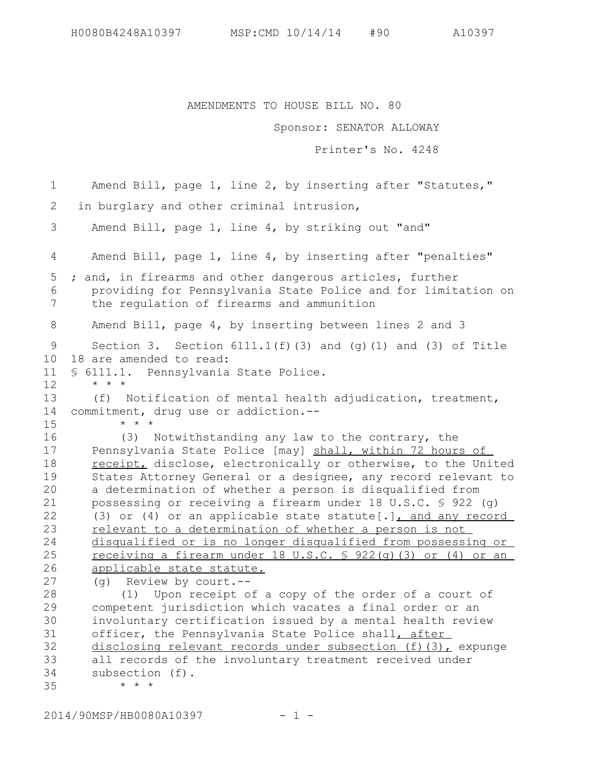AMENDMENTS TO HOUSE BILL NO. 80

Sponsor: SENATOR ALLOWAY

Printer's No. 4248

Amend Bill, page 1, line 2, by inserting after "Statutes,"

in burglary and other criminal intrusion,

Amend Bill, page 1, line 4, by striking out "and"

Amend Bill, page 1, line 4, by inserting after "penalties"

; and, in firearms and other dangerous articles, further providing for Pennsylvania State Police and for limitation on the regulation of firearms and ammunition

Amend Bill, page 4, by inserting between lines 2 and 3

Section 3. Section 6111.1(f)(3) and (g)(1) and (3) of Title 18 are amended to read:

§ 6111.1. Pennsylvania State Police.

\* \* \*

(f) Notification of mental health adjudication, treatment, commitment, drug use or addiction.--

\* \* \*

(3) Notwithstanding any law to the contrary, the Pennsylvania State Police [may] <u>shall, within 72 hours of receipt,</u> disclose, electronically or otherwise, to the United States Attorney General or a designee, any record relevant to a determination of whether a person is disqualified from possessing or receiving a firearm under 18 U.S.C. § 922 (g) (3) or (4) or an applicable state statute[.]<u>, and any record relevant to a determination of whether a person is not disqualified or is no longer disqualified from possessing or receiving a firearm under 18 U.S.C. § 922(g)(3) or (4) or an applicable state statute.</u>

(g) Review by court.--

(1) Upon receipt of a copy of the order of a court of competent jurisdiction which vacates a final order or an involuntary certification issued by a mental health review officer, the Pennsylvania State Police shall<u>, after disclosing relevant records under subsection (f)(3),</u> expunge all records of the involuntary treatment received under subsection (f).

\* \* \*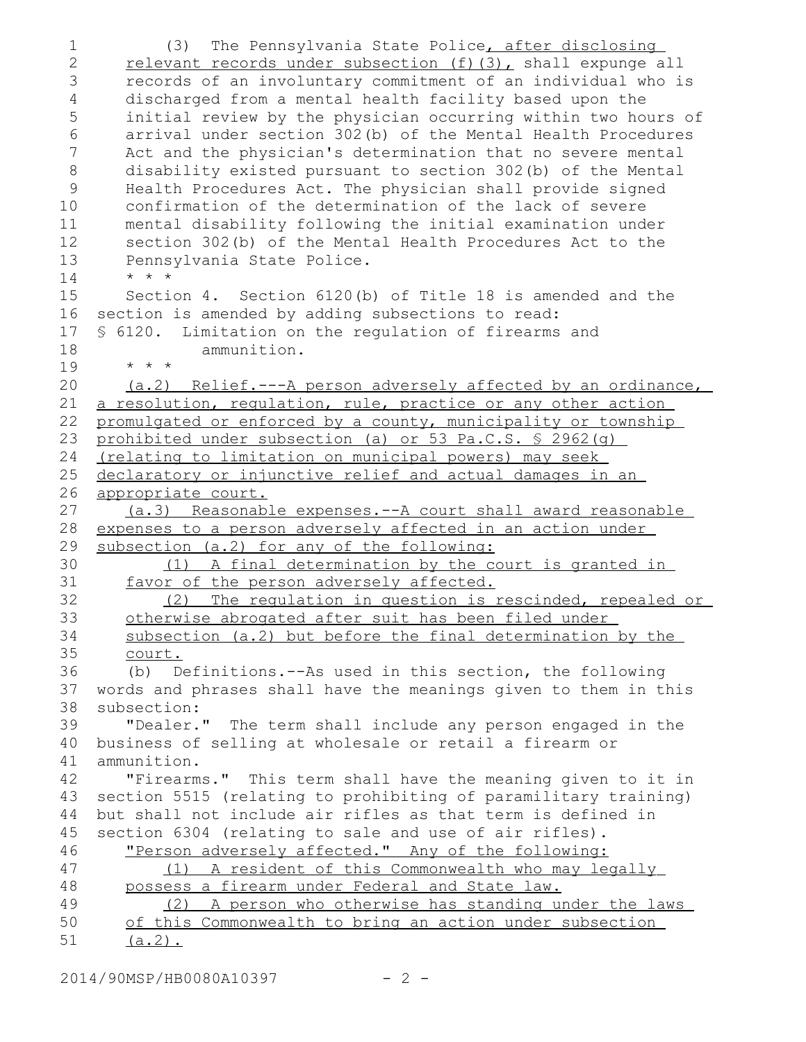(3) The Pennsylvania State Police, after disclosing relevant records under subsection (f)(3), shall expunge all records of an involuntary commitment of an individual who is discharged from a mental health facility based upon the initial review by the physician occurring within two hours of arrival under section 302(b) of the Mental Health Procedures Act and the physician's determination that no severe mental disability existed pursuant to section 302(b) of the Mental Health Procedures Act. The physician shall provide signed confirmation of the determination of the lack of severe mental disability following the initial examination under section 302(b) of the Mental Health Procedures Act to the Pennsylvania State Police.

\* \* \*

Section 4. Section 6120(b) of Title 18 is amended and the section is amended by adding subsections to read:

§ 6120. Limitation on the regulation of firearms and ammunition.

\* \* \*

(a.2) Relief.---A person adversely affected by an ordinance, a resolution, regulation, rule, practice or any other action promulgated or enforced by a county, municipality or township prohibited under subsection (a) or 53 Pa.C.S. § 2962(g) (relating to limitation on municipal powers) may seek declaratory or injunctive relief and actual damages in an appropriate court.

(a.3) Reasonable expenses.--A court shall award reasonable expenses to a person adversely affected in an action under subsection (a.2) for any of the following:

(1) A final determination by the court is granted in favor of the person adversely affected.

(2) The regulation in question is rescinded, repealed or otherwise abrogated after suit has been filed under subsection (a.2) but before the final determination by the court.

(b) Definitions.--As used in this section, the following words and phrases shall have the meanings given to them in this subsection:

"Dealer." The term shall include any person engaged in the business of selling at wholesale or retail a firearm or ammunition.

"Firearms." This term shall have the meaning given to it in section 5515 (relating to prohibiting of paramilitary training) but shall not include air rifles as that term is defined in section 6304 (relating to sale and use of air rifles).

"Person adversely affected." Any of the following:

(1) A resident of this Commonwealth who may legally possess a firearm under Federal and State law.

(2) A person who otherwise has standing under the laws of this Commonwealth to bring an action under subsection (a.2).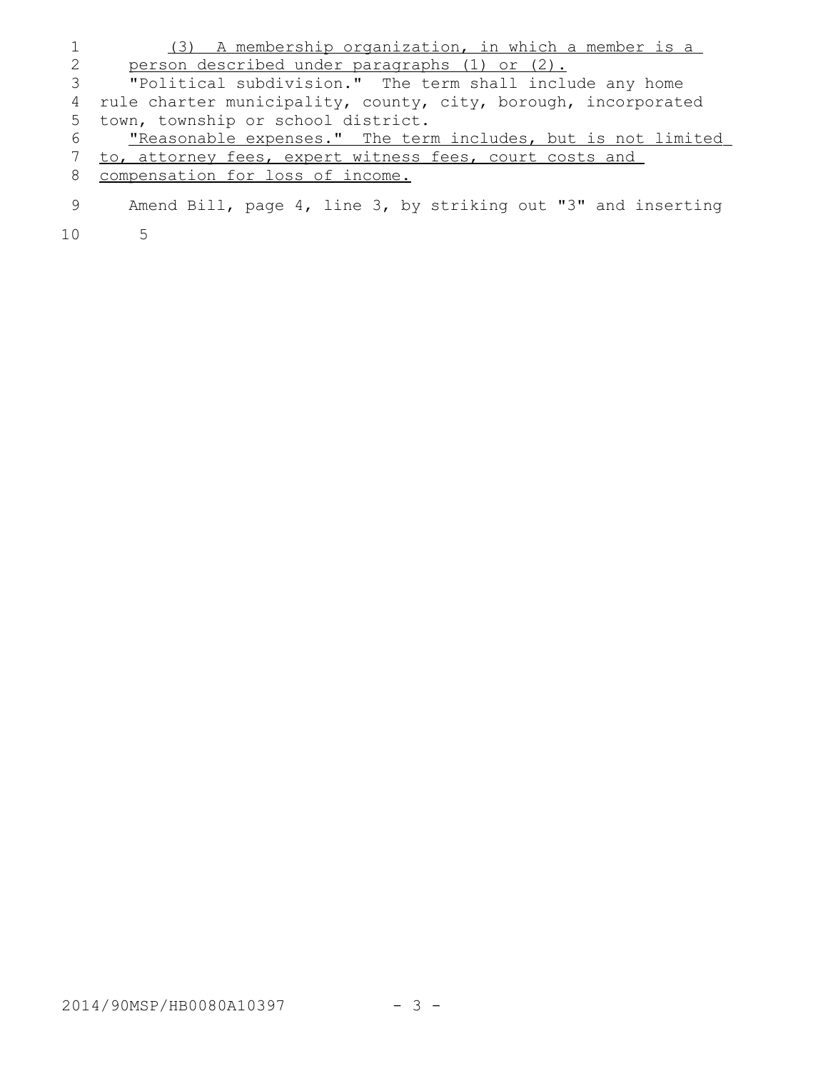(3) A membership organization, in which a member is a person described under paragraphs (1) or (2).

"Political subdivision." The term shall include any home rule charter municipality, county, city, borough, incorporated town, township or school district.

"Reasonable expenses." The term includes, but is not limited to, attorney fees, expert witness fees, court costs and compensation for loss of income.

Amend Bill, page 4, line 3, by striking out "3" and inserting 5